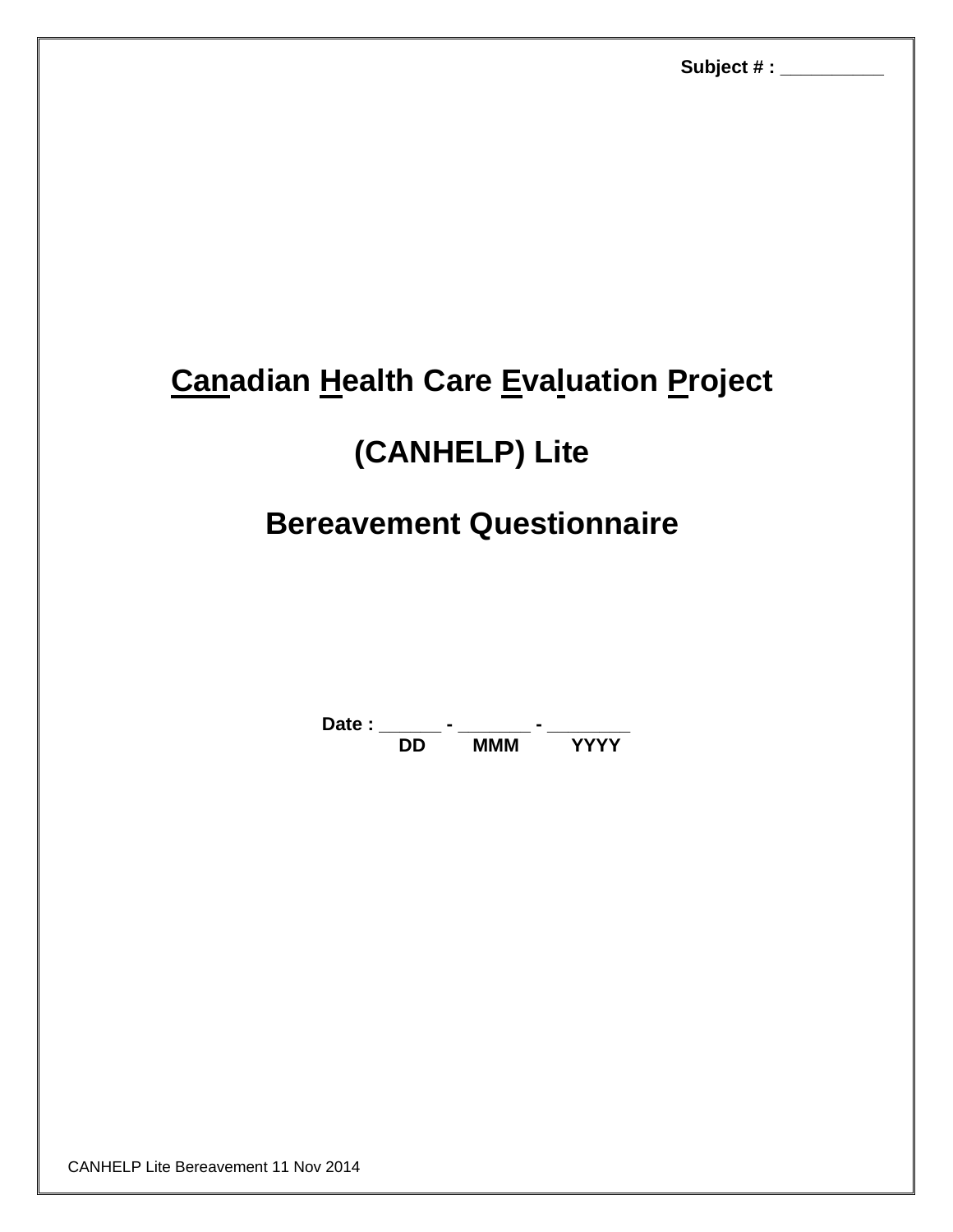**Subject # : __________**

# Canadian Health Care Evaluation Project

# (CANHELP) Lite

# Bereavement Questionnaire

**Date : ______ - _______ - ________**
**DD MMM YYYY**

CANHELP Lite Bereavement 11 Nov 2014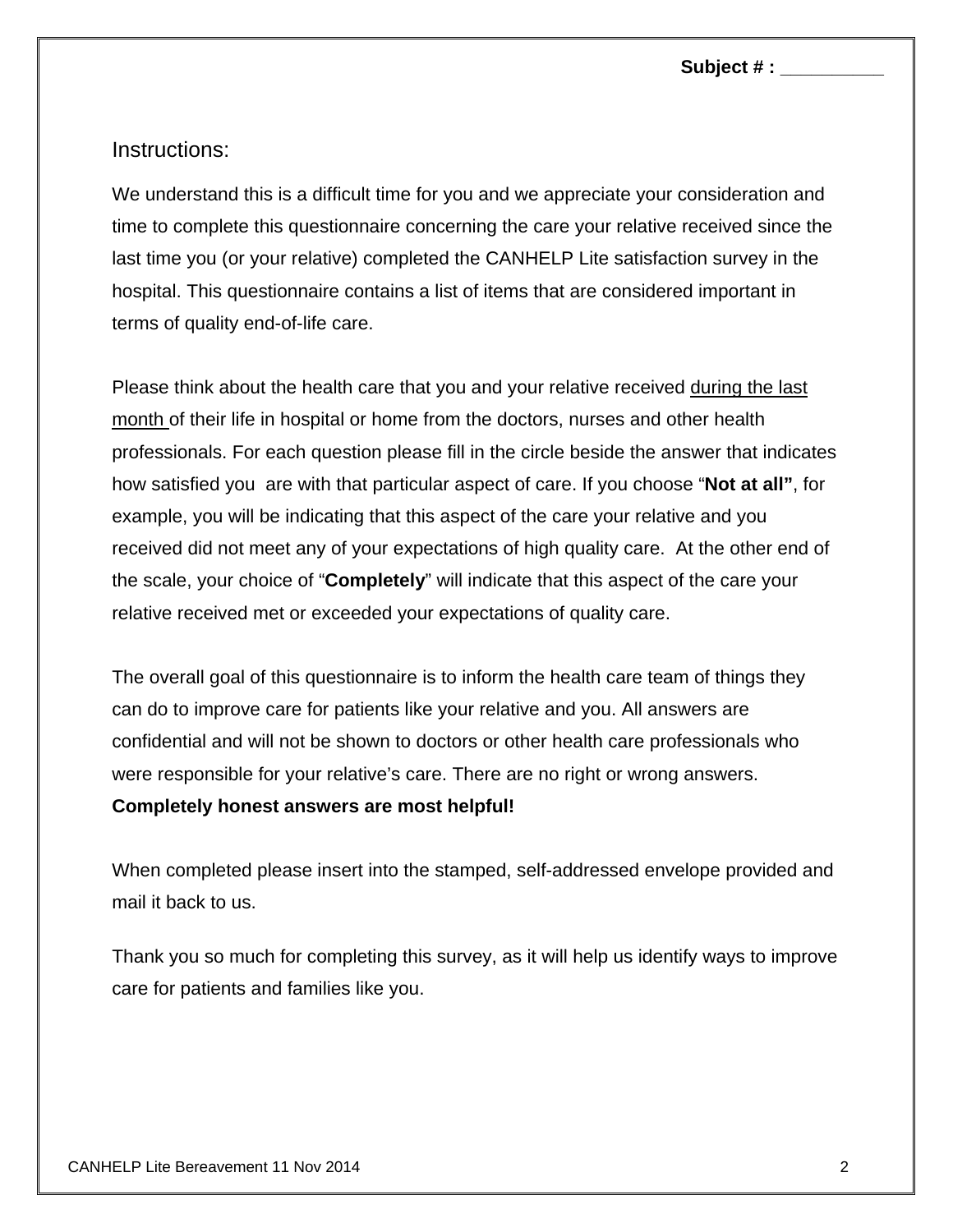Subject # : __________

## Instructions:

We understand this is a difficult time for you and we appreciate your consideration and time to complete this questionnaire concerning the care your relative received since the last time you (or your relative) completed the CANHELP Lite satisfaction survey in the hospital. This questionnaire contains a list of items that are considered important in terms of quality end-of-life care.

Please think about the health care that you and your relative received <u>during the last month</u> of their life in hospital or home from the doctors, nurses and other health professionals. For each question please fill in the circle beside the answer that indicates how satisfied you are with that particular aspect of care. If you choose "**Not at all"**, for example, you will be indicating that this aspect of the care your relative and you received did not meet any of your expectations of high quality care. At the other end of the scale, your choice of "**Completely**" will indicate that this aspect of the care your relative received met or exceeded your expectations of quality care.

The overall goal of this questionnaire is to inform the health care team of things they can do to improve care for patients like your relative and you. All answers are confidential and will not be shown to doctors or other health care professionals who were responsible for your relative's care. There are no right or wrong answers. **Completely honest answers are most helpful!**

When completed please insert into the stamped, self-addressed envelope provided and mail it back to us.

Thank you so much for completing this survey, as it will help us identify ways to improve care for patients and families like you.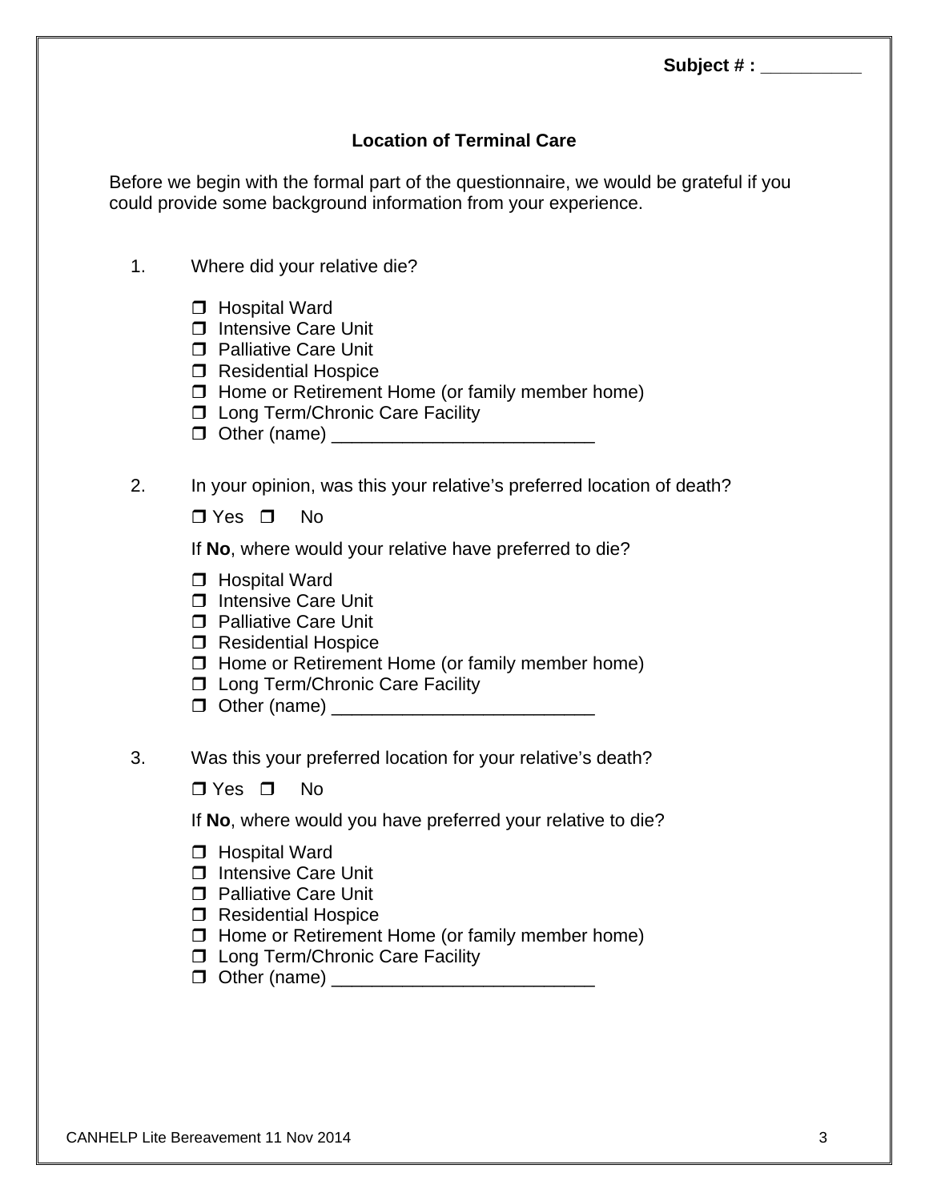Subject # : __________

## Location of Terminal Care

Before we begin with the formal part of the questionnaire, we would be grateful if you could provide some background information from your experience.

1. Where did your relative die?

   ❒ Hospital Ward
   ❒ Intensive Care Unit
   ❒ Palliative Care Unit
   ❒ Residential Hospice
   ❒ Home or Retirement Home (or family member home)
   ❒ Long Term/Chronic Care Facility
   ❒ Other (name) __________________________

2. In your opinion, was this your relative's preferred location of death?

   ❒ Yes ❒ No

   If **No**, where would your relative have preferred to die?

   ❒ Hospital Ward
   ❒ Intensive Care Unit
   ❒ Palliative Care Unit
   ❒ Residential Hospice
   ❒ Home or Retirement Home (or family member home)
   ❒ Long Term/Chronic Care Facility
   ❒ Other (name) __________________________

3. Was this your preferred location for your relative's death?

   ❒ Yes ❒ No

   If **No**, where would you have preferred your relative to die?

   ❒ Hospital Ward
   ❒ Intensive Care Unit
   ❒ Palliative Care Unit
   ❒ Residential Hospice
   ❒ Home or Retirement Home (or family member home)
   ❒ Long Term/Chronic Care Facility
   ❒ Other (name) __________________________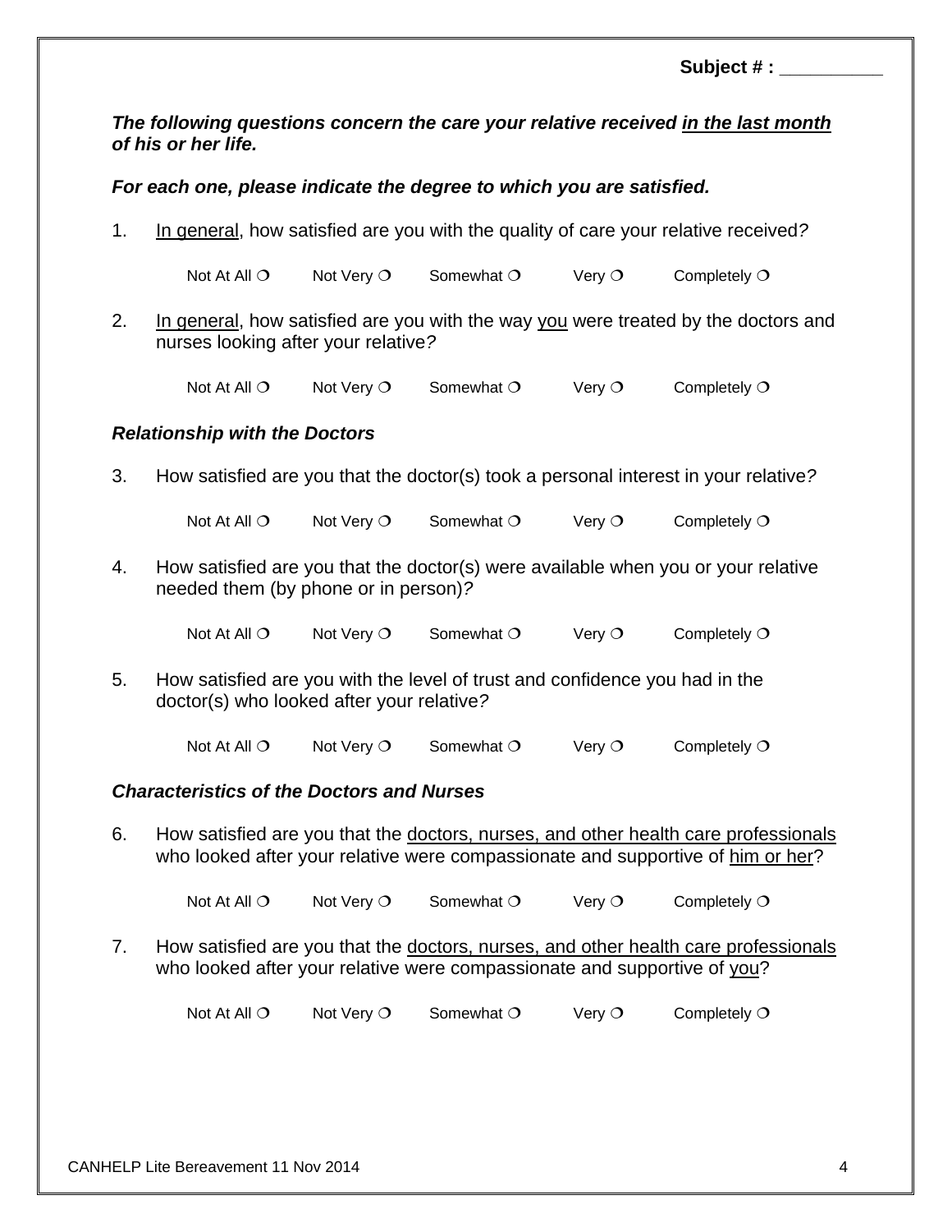Subject # : __________

***The following questions concern the care your relative received <u>in the last month</u> of his or her life.***

***For each one, please indicate the degree to which you are satisfied.***

1. <u>In general</u>, how satisfied are you with the quality of care your relative received?

   Not At All ❍ Not Very ❍ Somewhat ❍ Very ❍ Completely ❍

2. <u>In general</u>, how satisfied are you with the way <u>you</u> were treated by the doctors and nurses looking after your relative?

   Not At All ❍ Not Very ❍ Somewhat ❍ Very ❍ Completely ❍

***Relationship with the Doctors***

3. How satisfied are you that the doctor(s) took a personal interest in your relative?

   Not At All ❍ Not Very ❍ Somewhat ❍ Very ❍ Completely ❍

4. How satisfied are you that the doctor(s) were available when you or your relative needed them (by phone or in person)?

   Not At All ❍ Not Very ❍ Somewhat ❍ Very ❍ Completely ❍

5. How satisfied are you with the level of trust and confidence you had in the doctor(s) who looked after your relative?

   Not At All ❍ Not Very ❍ Somewhat ❍ Very ❍ Completely ❍

***Characteristics of the Doctors and Nurses***

6. How satisfied are you that the <u>doctors, nurses, and other health care professionals</u> who looked after your relative were compassionate and supportive of <u>him or her</u>?

   Not At All ❍ Not Very ❍ Somewhat ❍ Very ❍ Completely ❍

7. How satisfied are you that the <u>doctors, nurses, and other health care professionals</u> who looked after your relative were compassionate and supportive of <u>you</u>?

   Not At All ❍ Not Very ❍ Somewhat ❍ Very ❍ Completely ❍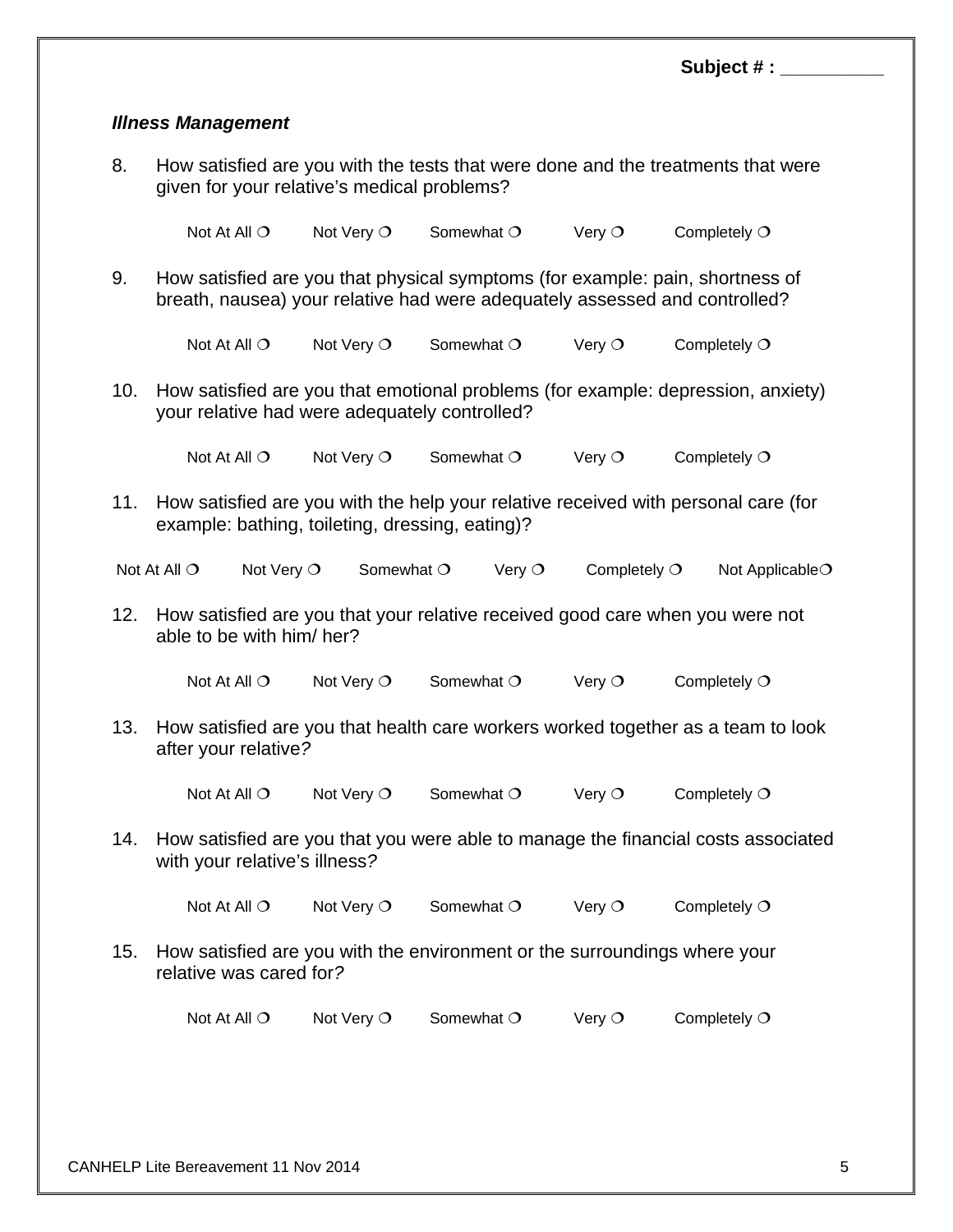**Subject # : __________**

***Illness Management***

8. How satisfied are you with the tests that were done and the treatments that were given for your relative's medical problems?

   Not At All ❍ Not Very ❍ Somewhat ❍ Very ❍ Completely ❍

9. How satisfied are you that physical symptoms (for example: pain, shortness of breath, nausea) your relative had were adequately assessed and controlled?

   Not At All ❍ Not Very ❍ Somewhat ❍ Very ❍ Completely ❍

10. How satisfied are you that emotional problems (for example: depression, anxiety) your relative had were adequately controlled?

    Not At All ❍ Not Very ❍ Somewhat ❍ Very ❍ Completely ❍

11. How satisfied are you with the help your relative received with personal care (for example: bathing, toileting, dressing, eating)?

    Not At All ❍ Not Very ❍ Somewhat ❍ Very ❍ Completely ❍ Not Applicable❍

12. How satisfied are you that your relative received good care when you were not able to be with him/ her?

    Not At All ❍ Not Very ❍ Somewhat ❍ Very ❍ Completely ❍

13. How satisfied are you that health care workers worked together as a team to look after your relative?

    Not At All ❍ Not Very ❍ Somewhat ❍ Very ❍ Completely ❍

14. How satisfied are you that you were able to manage the financial costs associated with your relative's illness?

    Not At All ❍ Not Very ❍ Somewhat ❍ Very ❍ Completely ❍

15. How satisfied are you with the environment or the surroundings where your relative was cared for?

    Not At All ❍ Not Very ❍ Somewhat ❍ Very ❍ Completely ❍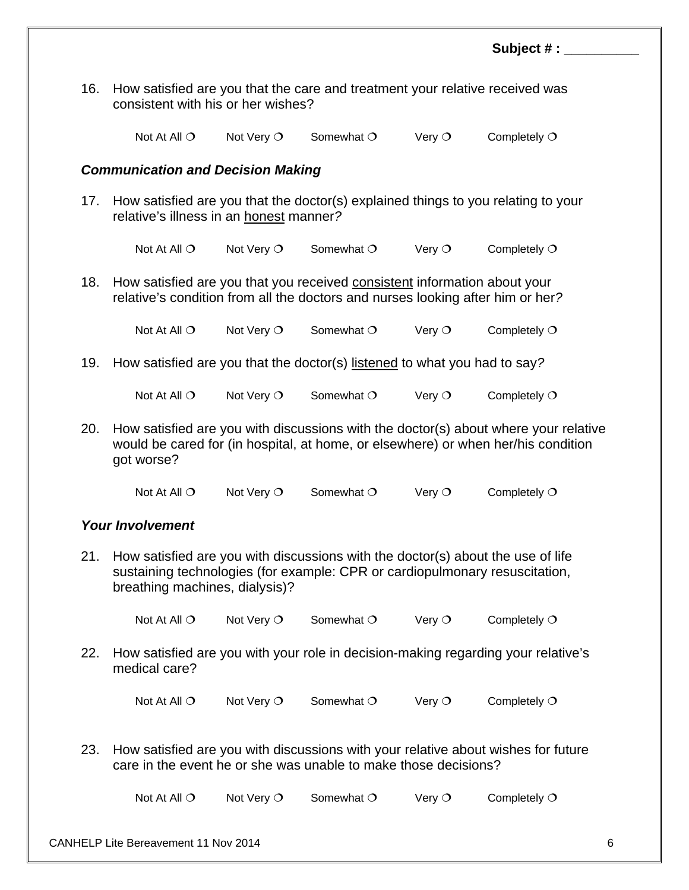Subject # : __________

16. How satisfied are you that the care and treatment your relative received was consistent with his or her wishes?

Not At All ❍ Not Very ❍ Somewhat ❍ Very ❍ Completely ❍

***Communication and Decision Making***

17. How satisfied are you that the doctor(s) explained things to you relating to your relative's illness in an <u>honest</u> manner?

Not At All ❍ Not Very ❍ Somewhat ❍ Very ❍ Completely ❍

18. How satisfied are you that you received <u>consistent</u> information about your relative's condition from all the doctors and nurses looking after him or her?

Not At All ❍ Not Very ❍ Somewhat ❍ Very ❍ Completely ❍

19. How satisfied are you that the doctor(s) <u>listened</u> to what you had to say?

Not At All ❍ Not Very ❍ Somewhat ❍ Very ❍ Completely ❍

20. How satisfied are you with discussions with the doctor(s) about where your relative would be cared for (in hospital, at home, or elsewhere) or when her/his condition got worse?

Not At All ❍ Not Very ❍ Somewhat ❍ Very ❍ Completely ❍

***Your Involvement***

21. How satisfied are you with discussions with the doctor(s) about the use of life sustaining technologies (for example: CPR or cardiopulmonary resuscitation, breathing machines, dialysis)?

Not At All ❍ Not Very ❍ Somewhat ❍ Very ❍ Completely ❍

22. How satisfied are you with your role in decision-making regarding your relative's medical care?

Not At All ❍ Not Very ❍ Somewhat ❍ Very ❍ Completely ❍

23. How satisfied are you with discussions with your relative about wishes for future care in the event he or she was unable to make those decisions?

Not At All ❍ Not Very ❍ Somewhat ❍ Very ❍ Completely ❍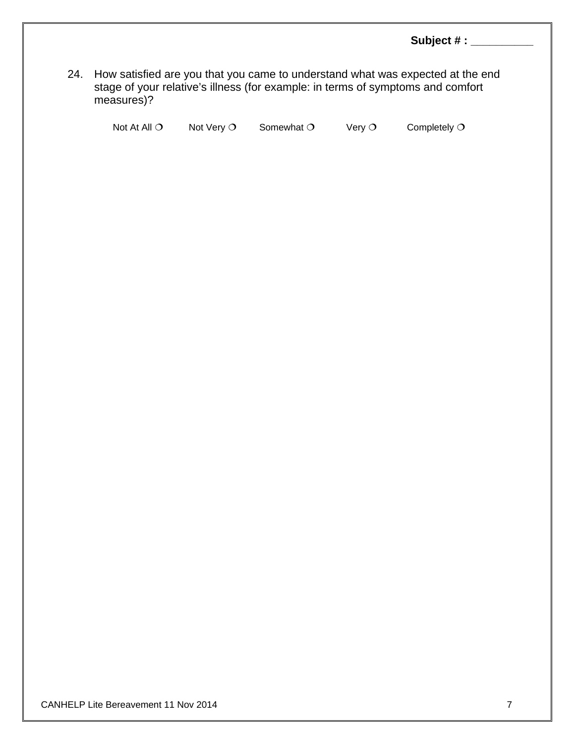**Subject # : __________**

24. How satisfied are you that you came to understand what was expected at the end stage of your relative's illness (for example: in terms of symptoms and comfort measures)?

    Not At All ❍ Not Very ❍ Somewhat ❍ Very ❍ Completely ❍